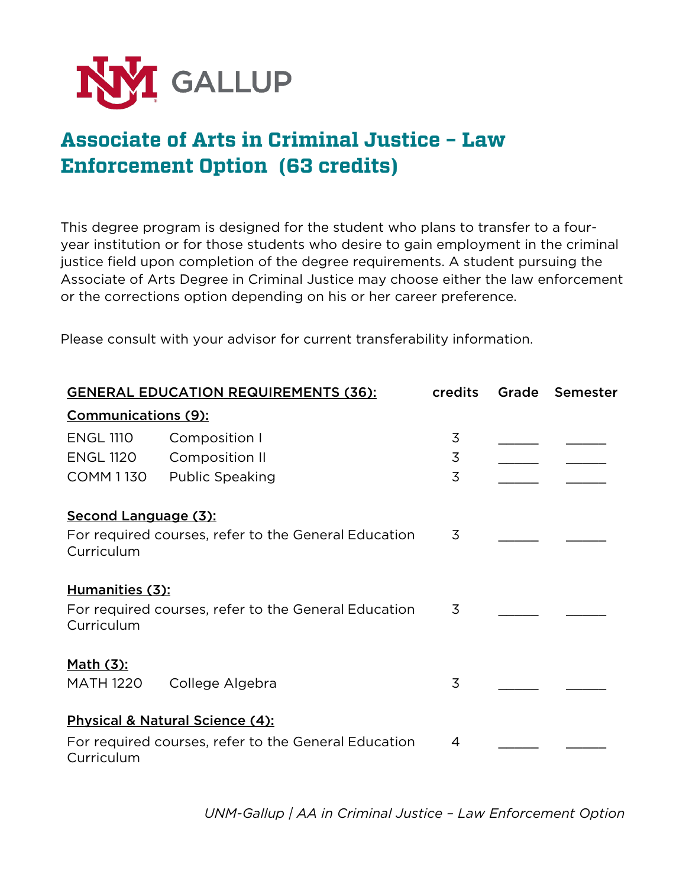# Associate of Arts in Criminal Justice – Law Enforcement Option (63 credits)

This degree program is designed for the student who plans to transfer to a four-year institution or for those students who desire to gain employment in the criminal justice field upon completion of the degree requirements. A student pursuing the Associate of Arts Degree in Criminal Justice may choose either the law enforcement or the corrections option depending on his or her career preference.

Please consult with your advisor for current transferability information.

| GENERAL EDUCATION REQUIREMENTS (36): | | credits | Grade | Semester |
|---|---|---|---|---|
| **Communications (9):** | | | | |
| ENGL 1110 | Composition I | 3 | ______ | ______ |
| ENGL 1120 | Composition II | 3 | ______ | ______ |
| COMM 1130 | Public Speaking | 3 | ______ | ______ |
| **Second Language (3):** | | | | |
| For required courses, refer to the General Education Curriculum | | 3 | ______ | ______ |
| **Humanities (3):** | | | | |
| For required courses, refer to the General Education Curriculum | | 3 | ______ | ______ |
| **Math (3):** | | | | |
| MATH 1220 | College Algebra | 3 | ______ | ______ |
| **Physical & Natural Science (4):** | | | | |
| For required courses, refer to the General Education Curriculum | | 4 | ______ | ______ |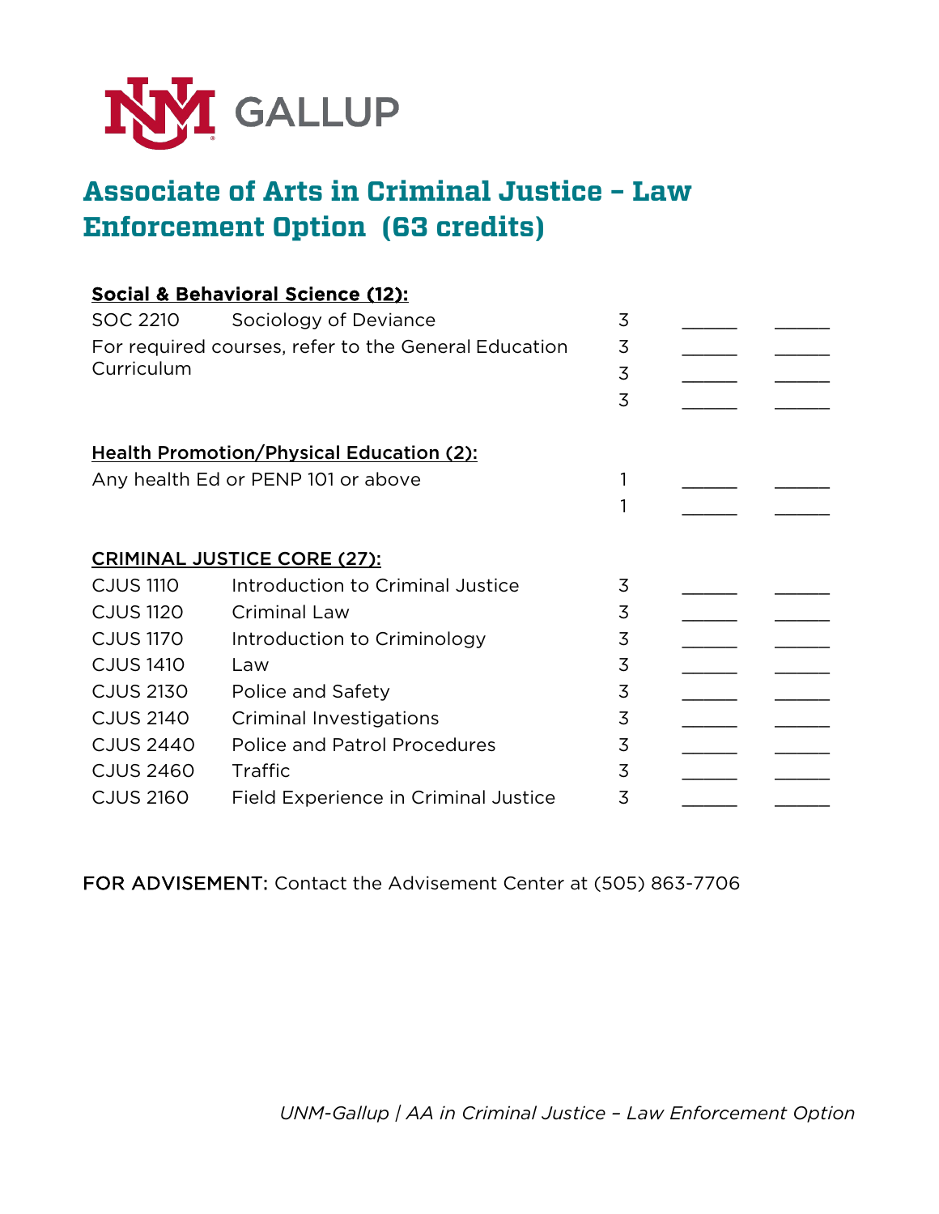GALLUP

# Associate of Arts in Criminal Justice – Law Enforcement Option (63 credits)

**Social & Behavioral Science (12):**

| | | | | |
|---|---|---|---|---|
| SOC 2210 | Sociology of Deviance | 3 | ______ | ______ |
| For required courses, refer to the General Education Curriculum | | 3 | ______ | ______ |
| | | 3 | ______ | ______ |
| | | 3 | ______ | ______ |

**Health Promotion/Physical Education (2):**

| | | | |
|---|---|---|---|
| Any health Ed or PENP 101 or above | 1 | ______ | ______ |
| | 1 | ______ | ______ |

**CRIMINAL JUSTICE CORE (27):**

| | | | | |
|---|---|---|---|---|
| CJUS 1110 | Introduction to Criminal Justice | 3 | ______ | ______ |
| CJUS 1120 | Criminal Law | 3 | ______ | ______ |
| CJUS 1170 | Introduction to Criminology | 3 | ______ | ______ |
| CJUS 1410 | Law | 3 | ______ | ______ |
| CJUS 2130 | Police and Safety | 3 | ______ | ______ |
| CJUS 2140 | Criminal Investigations | 3 | ______ | ______ |
| CJUS 2440 | Police and Patrol Procedures | 3 | ______ | ______ |
| CJUS 2460 | Traffic | 3 | ______ | ______ |
| CJUS 2160 | Field Experience in Criminal Justice | 3 | ______ | ______ |

FOR ADVISEMENT: Contact the Advisement Center at (505) 863-7706